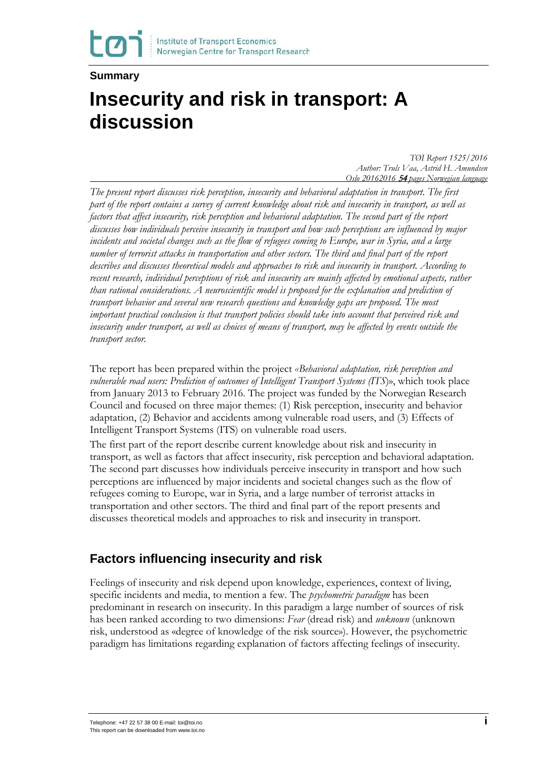**Summary**

# Insecurity and risk in transport: A discussion

*TØI Report 1525/2016*
*Author: Truls Vaa, Astrid H. Amundsen*
*Oslo 20162016 **54** pages Norwegian language*

*The present report discusses risk perception, insecurity and behavioral adaptation in transport. The first part of the report contains a survey of current knowledge about risk and insecurity in transport, as well as factors that affect insecurity, risk perception and behavioral adaptation. The second part of the report discusses how individuals perceive insecurity in transport and how such perceptions are influenced by major incidents and societal changes such as the flow of refugees coming to Europe, war in Syria, and a large number of terrorist attacks in transportation and other sectors. The third and final part of the report describes and discusses theoretical models and approaches to risk and insecurity in transport. According to recent research, individual perceptions of risk and insecurity are mainly affected by emotional aspects, rather than rational considerations. A neuroscientific model is proposed for the explanation and prediction of transport behavior and several new research questions and knowledge gaps are proposed. The most important practical conclusion is that transport policies should take into account that perceived risk and insecurity under transport, as well as choices of means of transport, may be affected by events outside the transport sector.*

The report has been prepared within the project *«Behavioral adaptation, risk perception and vulnerable road users: Prediction of outcomes of Intelligent Transport Systems (ITS)»*, which took place from January 2013 to February 2016. The project was funded by the Norwegian Research Council and focused on three major themes: (1) Risk perception, insecurity and behavior adaptation, (2) Behavior and accidents among vulnerable road users, and (3) Effects of Intelligent Transport Systems (ITS) on vulnerable road users.

The first part of the report describe current knowledge about risk and insecurity in transport, as well as factors that affect insecurity, risk perception and behavioral adaptation. The second part discusses how individuals perceive insecurity in transport and how such perceptions are influenced by major incidents and societal changes such as the flow of refugees coming to Europe, war in Syria, and a large number of terrorist attacks in transportation and other sectors. The third and final part of the report presents and discusses theoretical models and approaches to risk and insecurity in transport.

## Factors influencing insecurity and risk

Feelings of insecurity and risk depend upon knowledge, experiences, context of living, specific incidents and media, to mention a few. The *psychometric paradigm* has been predominant in research on insecurity. In this paradigm a large number of sources of risk has been ranked according to two dimensions: *Fear* (dread risk) and *unknown* (unknown risk, understood as «degree of knowledge of the risk source»). However, the psychometric paradigm has limitations regarding explanation of factors affecting feelings of insecurity.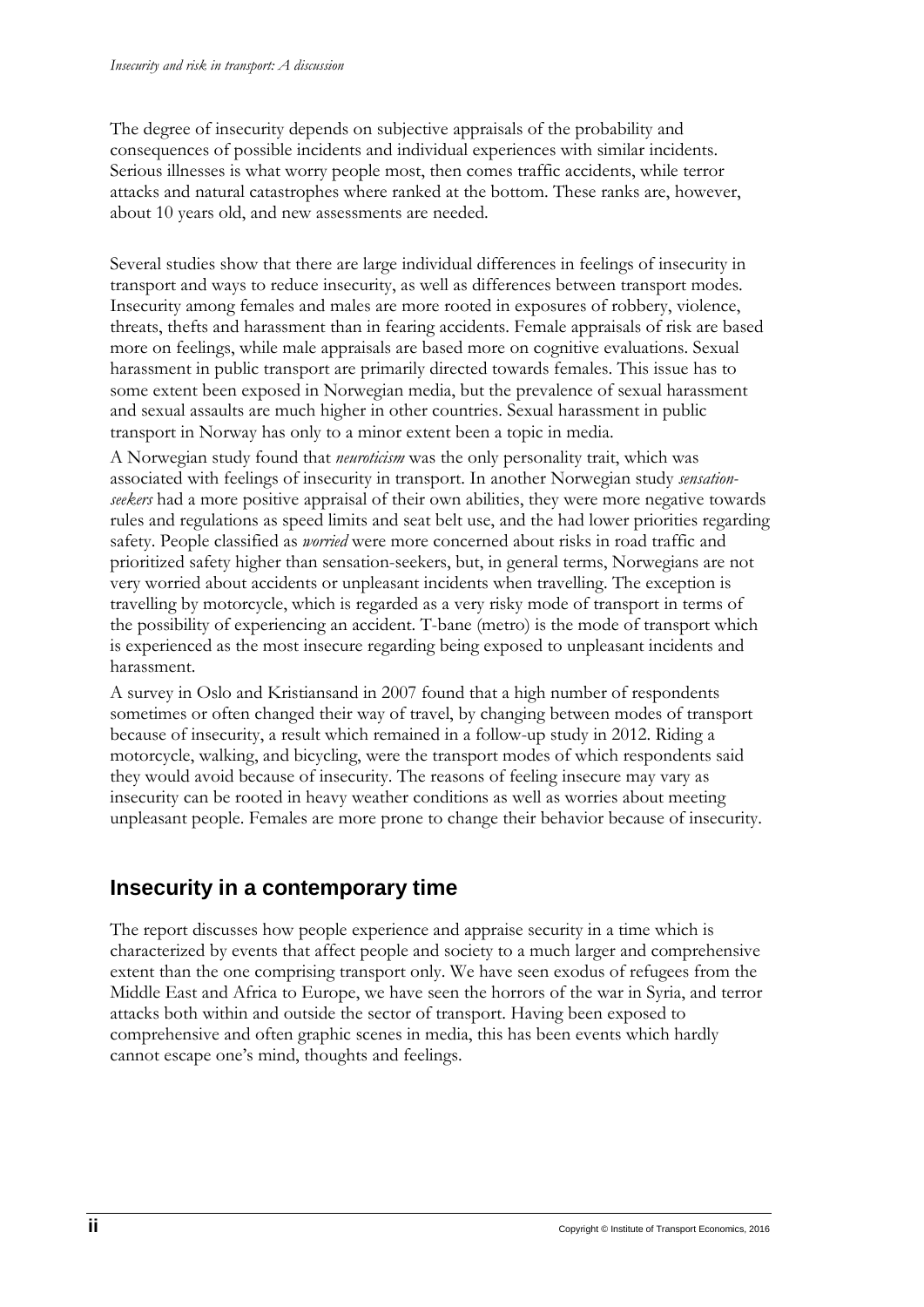The degree of insecurity depends on subjective appraisals of the probability and consequences of possible incidents and individual experiences with similar incidents. Serious illnesses is what worry people most, then comes traffic accidents, while terror attacks and natural catastrophes where ranked at the bottom. These ranks are, however, about 10 years old, and new assessments are needed.

Several studies show that there are large individual differences in feelings of insecurity in transport and ways to reduce insecurity, as well as differences between transport modes. Insecurity among females and males are more rooted in exposures of robbery, violence, threats, thefts and harassment than in fearing accidents. Female appraisals of risk are based more on feelings, while male appraisals are based more on cognitive evaluations. Sexual harassment in public transport are primarily directed towards females. This issue has to some extent been exposed in Norwegian media, but the prevalence of sexual harassment and sexual assaults are much higher in other countries. Sexual harassment in public transport in Norway has only to a minor extent been a topic in media.

A Norwegian study found that *neuroticism* was the only personality trait, which was associated with feelings of insecurity in transport. In another Norwegian study *sensation-seekers* had a more positive appraisal of their own abilities, they were more negative towards rules and regulations as speed limits and seat belt use, and the had lower priorities regarding safety. People classified as *worried* were more concerned about risks in road traffic and prioritized safety higher than sensation-seekers, but, in general terms, Norwegians are not very worried about accidents or unpleasant incidents when travelling. The exception is travelling by motorcycle, which is regarded as a very risky mode of transport in terms of the possibility of experiencing an accident. T-bane (metro) is the mode of transport which is experienced as the most insecure regarding being exposed to unpleasant incidents and harassment.

A survey in Oslo and Kristiansand in 2007 found that a high number of respondents sometimes or often changed their way of travel, by changing between modes of transport because of insecurity, a result which remained in a follow-up study in 2012. Riding a motorcycle, walking, and bicycling, were the transport modes of which respondents said they would avoid because of insecurity. The reasons of feeling insecure may vary as insecurity can be rooted in heavy weather conditions as well as worries about meeting unpleasant people. Females are more prone to change their behavior because of insecurity.

## Insecurity in a contemporary time

The report discusses how people experience and appraise security in a time which is characterized by events that affect people and society to a much larger and comprehensive extent than the one comprising transport only. We have seen exodus of refugees from the Middle East and Africa to Europe, we have seen the horrors of the war in Syria, and terror attacks both within and outside the sector of transport. Having been exposed to comprehensive and often graphic scenes in media, this has been events which hardly cannot escape one's mind, thoughts and feelings.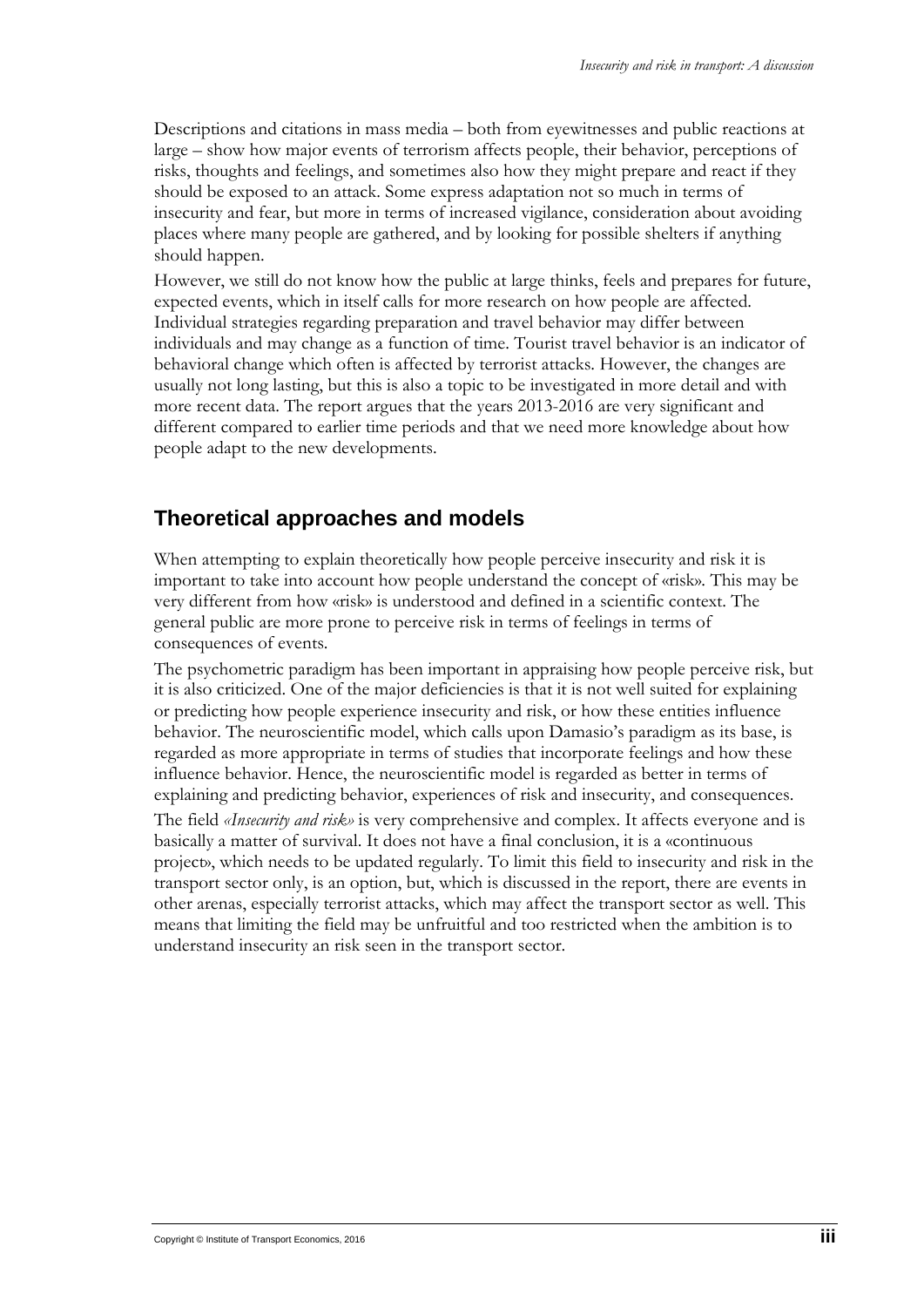Descriptions and citations in mass media – both from eyewitnesses and public reactions at large – show how major events of terrorism affects people, their behavior, perceptions of risks, thoughts and feelings, and sometimes also how they might prepare and react if they should be exposed to an attack. Some express adaptation not so much in terms of insecurity and fear, but more in terms of increased vigilance, consideration about avoiding places where many people are gathered, and by looking for possible shelters if anything should happen.

However, we still do not know how the public at large thinks, feels and prepares for future, expected events, which in itself calls for more research on how people are affected. Individual strategies regarding preparation and travel behavior may differ between individuals and may change as a function of time. Tourist travel behavior is an indicator of behavioral change which often is affected by terrorist attacks. However, the changes are usually not long lasting, but this is also a topic to be investigated in more detail and with more recent data. The report argues that the years 2013-2016 are very significant and different compared to earlier time periods and that we need more knowledge about how people adapt to the new developments.

## Theoretical approaches and models

When attempting to explain theoretically how people perceive insecurity and risk it is important to take into account how people understand the concept of «risk». This may be very different from how «risk» is understood and defined in a scientific context. The general public are more prone to perceive risk in terms of feelings in terms of consequences of events.

The psychometric paradigm has been important in appraising how people perceive risk, but it is also criticized. One of the major deficiencies is that it is not well suited for explaining or predicting how people experience insecurity and risk, or how these entities influence behavior. The neuroscientific model, which calls upon Damasio's paradigm as its base, is regarded as more appropriate in terms of studies that incorporate feelings and how these influence behavior. Hence, the neuroscientific model is regarded as better in terms of explaining and predicting behavior, experiences of risk and insecurity, and consequences.

The field *«Insecurity and risk»* is very comprehensive and complex. It affects everyone and is basically a matter of survival. It does not have a final conclusion, it is a «continuous project», which needs to be updated regularly. To limit this field to insecurity and risk in the transport sector only, is an option, but, which is discussed in the report, there are events in other arenas, especially terrorist attacks, which may affect the transport sector as well. This means that limiting the field may be unfruitful and too restricted when the ambition is to understand insecurity an risk seen in the transport sector.